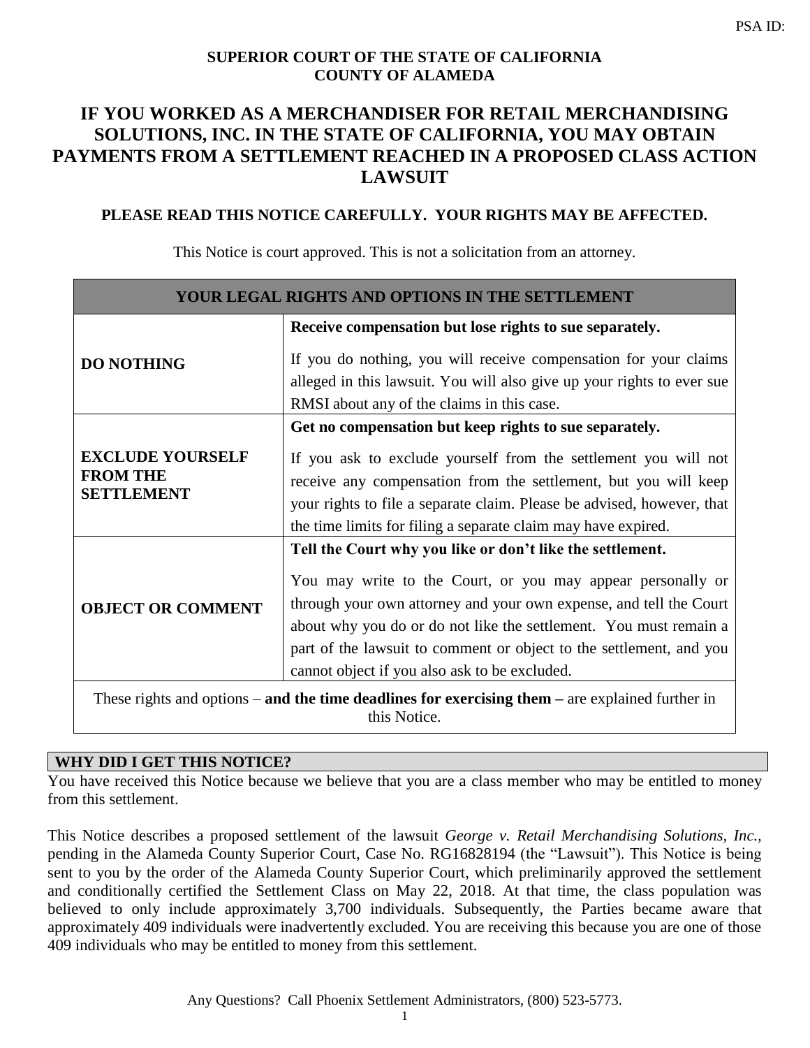PSA ID:

**SUPERIOR COURT OF THE STATE OF CALIFORNIA**
**COUNTY OF ALAMEDA**

# IF YOU WORKED AS A MERCHANDISER FOR RETAIL MERCHANDISING SOLUTIONS, INC. IN THE STATE OF CALIFORNIA, YOU MAY OBTAIN PAYMENTS FROM A SETTLEMENT REACHED IN A PROPOSED CLASS ACTION LAWSUIT

**PLEASE READ THIS NOTICE CAREFULLY. YOUR RIGHTS MAY BE AFFECTED.**

This Notice is court approved. This is not a solicitation from an attorney.

| YOUR LEGAL RIGHTS AND OPTIONS IN THE SETTLEMENT | |
|---|---|
| **DO NOTHING** | **Receive compensation but lose rights to sue separately.** If you do nothing, you will receive compensation for your claims alleged in this lawsuit. You will also give up your rights to ever sue RMSI about any of the claims in this case. |
| **EXCLUDE YOURSELF FROM THE SETTLEMENT** | **Get no compensation but keep rights to sue separately.** If you ask to exclude yourself from the settlement you will not receive any compensation from the settlement, but you will keep your rights to file a separate claim. Please be advised, however, that the time limits for filing a separate claim may have expired. |
| **OBJECT OR COMMENT** | **Tell the Court why you like or don't like the settlement.** You may write to the Court, or you may appear personally or through your own attorney and your own expense, and tell the Court about why you do or do not like the settlement. You must remain a part of the lawsuit to comment or object to the settlement, and you cannot object if you also ask to be excluded. |
| These rights and options – **and the time deadlines for exercising them –** are explained further in this Notice. | |

## WHY DID I GET THIS NOTICE?

You have received this Notice because we believe that you are a class member who may be entitled to money from this settlement.

This Notice describes a proposed settlement of the lawsuit *George v. Retail Merchandising Solutions, Inc.,* pending in the Alameda County Superior Court, Case No. RG16828194 (the "Lawsuit"). This Notice is being sent to you by the order of the Alameda County Superior Court, which preliminarily approved the settlement and conditionally certified the Settlement Class on May 22, 2018. At that time, the class population was believed to only include approximately 3,700 individuals. Subsequently, the Parties became aware that approximately 409 individuals were inadvertently excluded. You are receiving this because you are one of those 409 individuals who may be entitled to money from this settlement.

Any Questions? Call Phoenix Settlement Administrators, (800) 523-5773.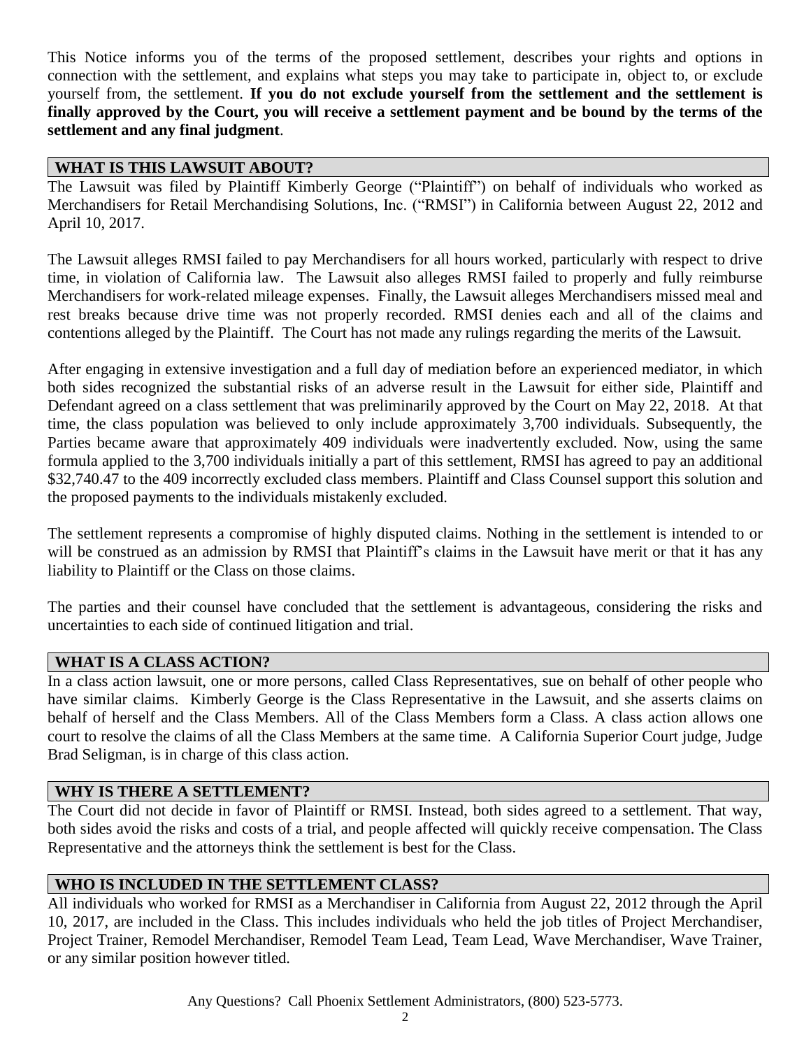This Notice informs you of the terms of the proposed settlement, describes your rights and options in connection with the settlement, and explains what steps you may take to participate in, object to, or exclude yourself from, the settlement. **If you do not exclude yourself from the settlement and the settlement is finally approved by the Court, you will receive a settlement payment and be bound by the terms of the settlement and any final judgment**.

## WHAT IS THIS LAWSUIT ABOUT?

The Lawsuit was filed by Plaintiff Kimberly George ("Plaintiff") on behalf of individuals who worked as Merchandisers for Retail Merchandising Solutions, Inc. ("RMSI") in California between August 22, 2012 and April 10, 2017.

The Lawsuit alleges RMSI failed to pay Merchandisers for all hours worked, particularly with respect to drive time, in violation of California law. The Lawsuit also alleges RMSI failed to properly and fully reimburse Merchandisers for work-related mileage expenses. Finally, the Lawsuit alleges Merchandisers missed meal and rest breaks because drive time was not properly recorded. RMSI denies each and all of the claims and contentions alleged by the Plaintiff. The Court has not made any rulings regarding the merits of the Lawsuit.

After engaging in extensive investigation and a full day of mediation before an experienced mediator, in which both sides recognized the substantial risks of an adverse result in the Lawsuit for either side, Plaintiff and Defendant agreed on a class settlement that was preliminarily approved by the Court on May 22, 2018. At that time, the class population was believed to only include approximately 3,700 individuals. Subsequently, the Parties became aware that approximately 409 individuals were inadvertently excluded. Now, using the same formula applied to the 3,700 individuals initially a part of this settlement, RMSI has agreed to pay an additional $32,740.47 to the 409 incorrectly excluded class members. Plaintiff and Class Counsel support this solution and the proposed payments to the individuals mistakenly excluded.

The settlement represents a compromise of highly disputed claims. Nothing in the settlement is intended to or will be construed as an admission by RMSI that Plaintiff's claims in the Lawsuit have merit or that it has any liability to Plaintiff or the Class on those claims.

The parties and their counsel have concluded that the settlement is advantageous, considering the risks and uncertainties to each side of continued litigation and trial.

## WHAT IS A CLASS ACTION?

In a class action lawsuit, one or more persons, called Class Representatives, sue on behalf of other people who have similar claims. Kimberly George is the Class Representative in the Lawsuit, and she asserts claims on behalf of herself and the Class Members. All of the Class Members form a Class. A class action allows one court to resolve the claims of all the Class Members at the same time. A California Superior Court judge, Judge Brad Seligman, is in charge of this class action.

## WHY IS THERE A SETTLEMENT?

The Court did not decide in favor of Plaintiff or RMSI. Instead, both sides agreed to a settlement. That way, both sides avoid the risks and costs of a trial, and people affected will quickly receive compensation. The Class Representative and the attorneys think the settlement is best for the Class.

## WHO IS INCLUDED IN THE SETTLEMENT CLASS?

All individuals who worked for RMSI as a Merchandiser in California from August 22, 2012 through the April 10, 2017, are included in the Class. This includes individuals who held the job titles of Project Merchandiser, Project Trainer, Remodel Merchandiser, Remodel Team Lead, Team Lead, Wave Merchandiser, Wave Trainer, or any similar position however titled.

Any Questions? Call Phoenix Settlement Administrators, (800) 523-5773.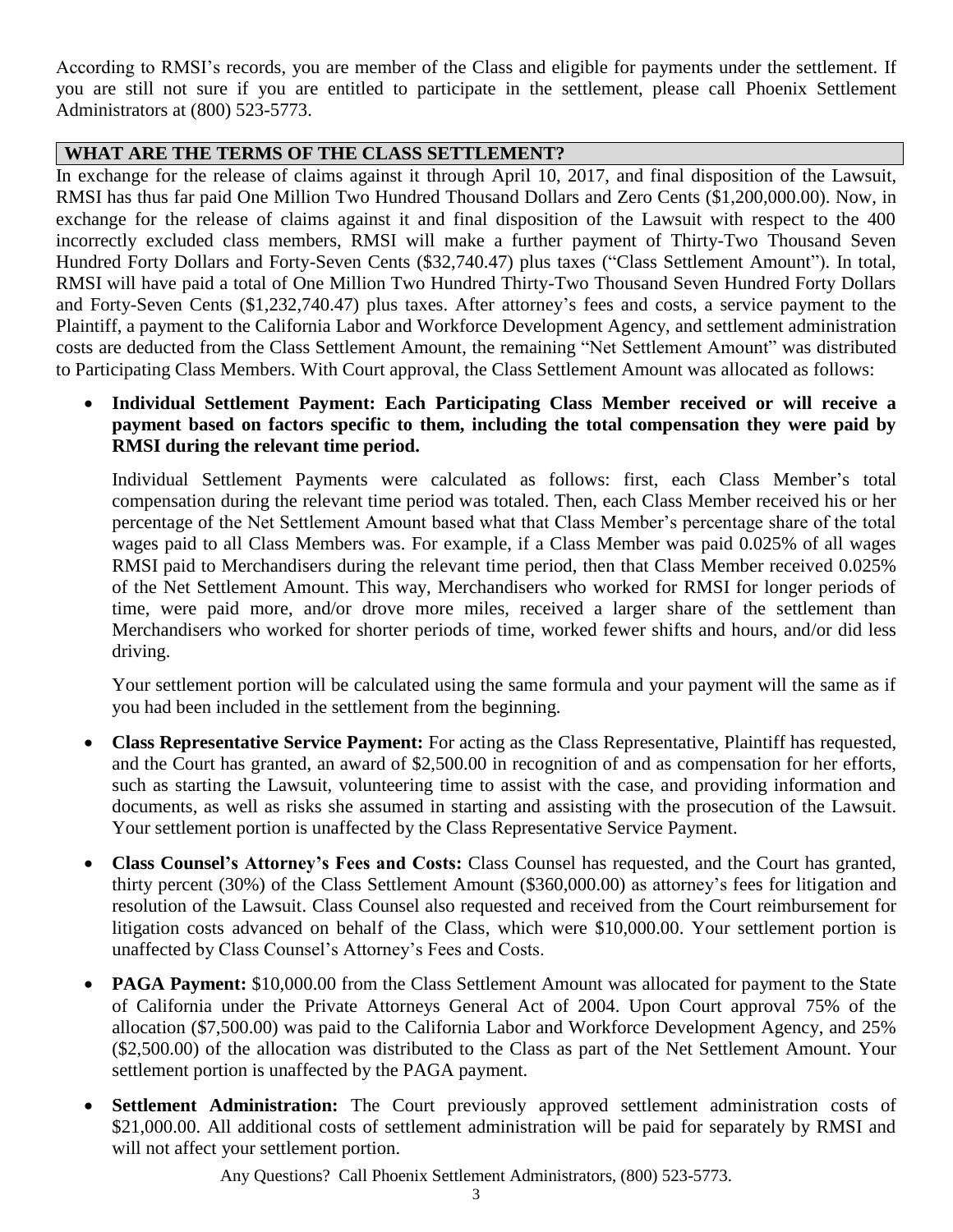According to RMSI's records, you are member of the Class and eligible for payments under the settlement. If you are still not sure if you are entitled to participate in the settlement, please call Phoenix Settlement Administrators at (800) 523-5773.

## WHAT ARE THE TERMS OF THE CLASS SETTLEMENT?

In exchange for the release of claims against it through April 10, 2017, and final disposition of the Lawsuit, RMSI has thus far paid One Million Two Hundred Thousand Dollars and Zero Cents ($1,200,000.00). Now, in exchange for the release of claims against it and final disposition of the Lawsuit with respect to the 400 incorrectly excluded class members, RMSI will make a further payment of Thirty-Two Thousand Seven Hundred Forty Dollars and Forty-Seven Cents ($32,740.47) plus taxes ("Class Settlement Amount"). In total, RMSI will have paid a total of One Million Two Hundred Thirty-Two Thousand Seven Hundred Forty Dollars and Forty-Seven Cents ($1,232,740.47) plus taxes. After attorney's fees and costs, a service payment to the Plaintiff, a payment to the California Labor and Workforce Development Agency, and settlement administration costs are deducted from the Class Settlement Amount, the remaining "Net Settlement Amount" was distributed to Participating Class Members. With Court approval, the Class Settlement Amount was allocated as follows:

- **Individual Settlement Payment: Each Participating Class Member received or will receive a payment based on factors specific to them, including the total compensation they were paid by RMSI during the relevant time period.**

  Individual Settlement Payments were calculated as follows: first, each Class Member's total compensation during the relevant time period was totaled. Then, each Class Member received his or her percentage of the Net Settlement Amount based what that Class Member's percentage share of the total wages paid to all Class Members was. For example, if a Class Member was paid 0.025% of all wages RMSI paid to Merchandisers during the relevant time period, then that Class Member received 0.025% of the Net Settlement Amount. This way, Merchandisers who worked for RMSI for longer periods of time, were paid more, and/or drove more miles, received a larger share of the settlement than Merchandisers who worked for shorter periods of time, worked fewer shifts and hours, and/or did less driving.

  Your settlement portion will be calculated using the same formula and your payment will the same as if you had been included in the settlement from the beginning.

- **Class Representative Service Payment:** For acting as the Class Representative, Plaintiff has requested, and the Court has granted, an award of $2,500.00 in recognition of and as compensation for her efforts, such as starting the Lawsuit, volunteering time to assist with the case, and providing information and documents, as well as risks she assumed in starting and assisting with the prosecution of the Lawsuit. Your settlement portion is unaffected by the Class Representative Service Payment.

- **Class Counsel's Attorney's Fees and Costs:** Class Counsel has requested, and the Court has granted, thirty percent (30%) of the Class Settlement Amount ($360,000.00) as attorney's fees for litigation and resolution of the Lawsuit. Class Counsel also requested and received from the Court reimbursement for litigation costs advanced on behalf of the Class, which were $10,000.00. Your settlement portion is unaffected by Class Counsel's Attorney's Fees and Costs.

- **PAGA Payment:** $10,000.00 from the Class Settlement Amount was allocated for payment to the State of California under the Private Attorneys General Act of 2004. Upon Court approval 75% of the allocation ($7,500.00) was paid to the California Labor and Workforce Development Agency, and 25% ($2,500.00) of the allocation was distributed to the Class as part of the Net Settlement Amount. Your settlement portion is unaffected by the PAGA payment.

- **Settlement Administration:** The Court previously approved settlement administration costs of $21,000.00. All additional costs of settlement administration will be paid for separately by RMSI and will not affect your settlement portion.

Any Questions? Call Phoenix Settlement Administrators, (800) 523-5773.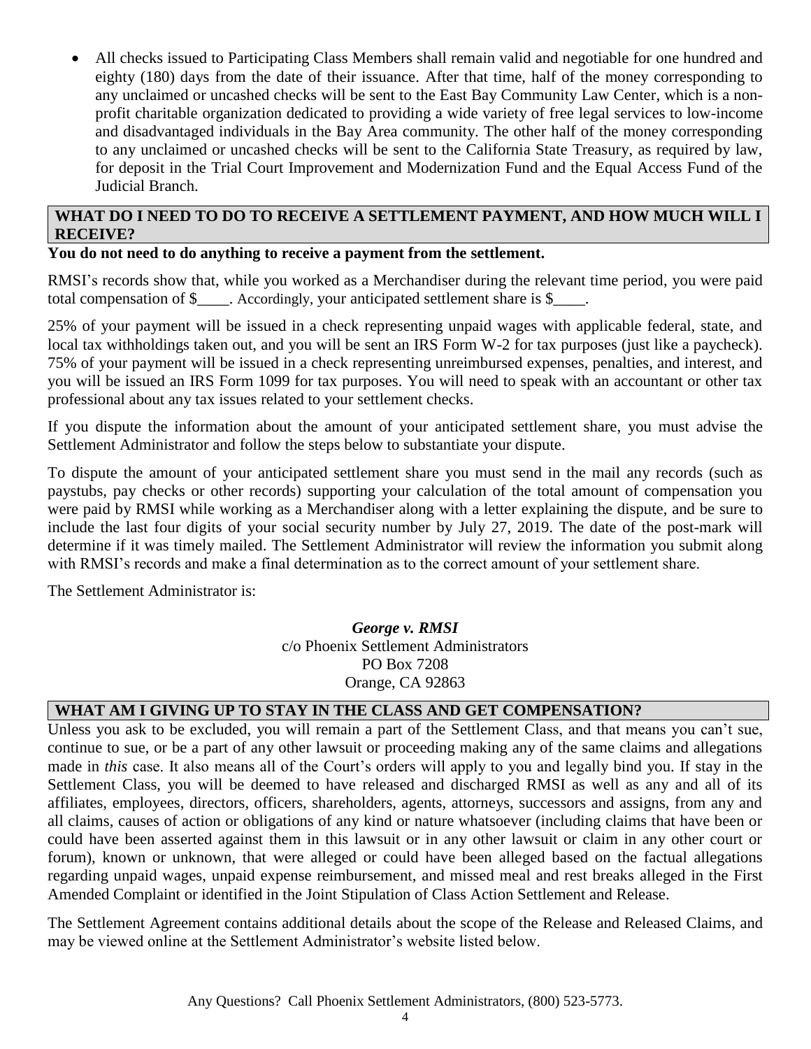- All checks issued to Participating Class Members shall remain valid and negotiable for one hundred and eighty (180) days from the date of their issuance. After that time, half of the money corresponding to any unclaimed or uncashed checks will be sent to the East Bay Community Law Center, which is a non-profit charitable organization dedicated to providing a wide variety of free legal services to low-income and disadvantaged individuals in the Bay Area community. The other half of the money corresponding to any unclaimed or uncashed checks will be sent to the California State Treasury, as required by law, for deposit in the Trial Court Improvement and Modernization Fund and the Equal Access Fund of the Judicial Branch.

## WHAT DO I NEED TO DO TO RECEIVE A SETTLEMENT PAYMENT, AND HOW MUCH WILL I RECEIVE?

**You do not need to do anything to receive a payment from the settlement.**

RMSI's records show that, while you worked as a Merchandiser during the relevant time period, you were paid total compensation of $____. Accordingly, your anticipated settlement share is $____.

25% of your payment will be issued in a check representing unpaid wages with applicable federal, state, and local tax withholdings taken out, and you will be sent an IRS Form W-2 for tax purposes (just like a paycheck). 75% of your payment will be issued in a check representing unreimbursed expenses, penalties, and interest, and you will be issued an IRS Form 1099 for tax purposes. You will need to speak with an accountant or other tax professional about any tax issues related to your settlement checks.

If you dispute the information about the amount of your anticipated settlement share, you must advise the Settlement Administrator and follow the steps below to substantiate your dispute.

To dispute the amount of your anticipated settlement share you must send in the mail any records (such as paystubs, pay checks or other records) supporting your calculation of the total amount of compensation you were paid by RMSI while working as a Merchandiser along with a letter explaining the dispute, and be sure to include the last four digits of your social security number by July 27, 2019. The date of the post-mark will determine if it was timely mailed. The Settlement Administrator will review the information you submit along with RMSI's records and make a final determination as to the correct amount of your settlement share.

The Settlement Administrator is:

***George v. RMSI***
c/o Phoenix Settlement Administrators
PO Box 7208
Orange, CA 92863

## WHAT AM I GIVING UP TO STAY IN THE CLASS AND GET COMPENSATION?

Unless you ask to be excluded, you will remain a part of the Settlement Class, and that means you can't sue, continue to sue, or be a part of any other lawsuit or proceeding making any of the same claims and allegations made in *this* case. It also means all of the Court's orders will apply to you and legally bind you. If stay in the Settlement Class, you will be deemed to have released and discharged RMSI as well as any and all of its affiliates, employees, directors, officers, shareholders, agents, attorneys, successors and assigns, from any and all claims, causes of action or obligations of any kind or nature whatsoever (including claims that have been or could have been asserted against them in this lawsuit or in any other lawsuit or claim in any other court or forum), known or unknown, that were alleged or could have been alleged based on the factual allegations regarding unpaid wages, unpaid expense reimbursement, and missed meal and rest breaks alleged in the First Amended Complaint or identified in the Joint Stipulation of Class Action Settlement and Release.

The Settlement Agreement contains additional details about the scope of the Release and Released Claims, and may be viewed online at the Settlement Administrator's website listed below.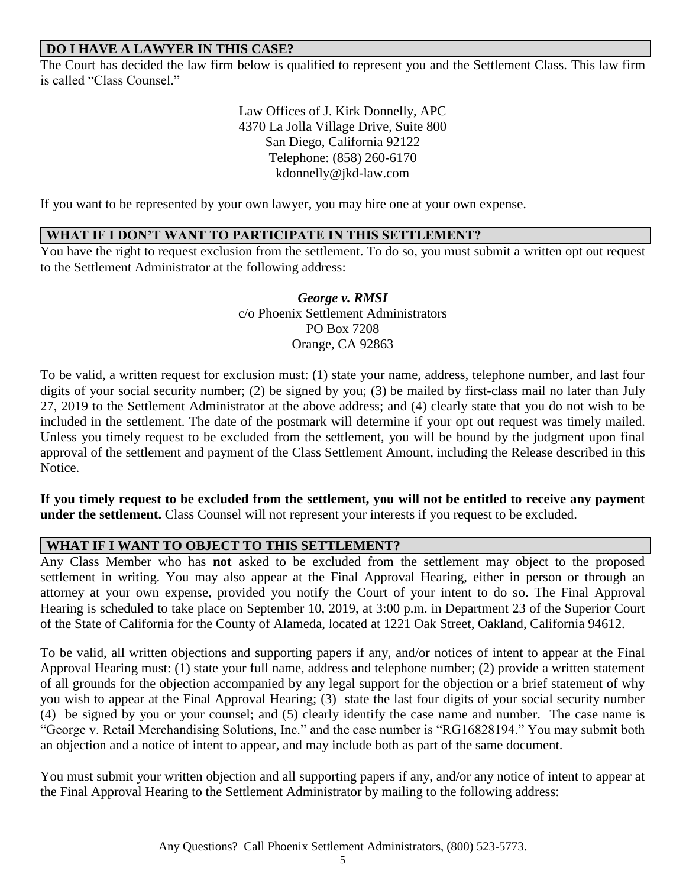## DO I HAVE A LAWYER IN THIS CASE?

The Court has decided the law firm below is qualified to represent you and the Settlement Class. This law firm is called "Class Counsel."

Law Offices of J. Kirk Donnelly, APC
4370 La Jolla Village Drive, Suite 800
San Diego, California 92122
Telephone: (858) 260-6170
kdonnelly@jkd-law.com

If you want to be represented by your own lawyer, you may hire one at your own expense.

## WHAT IF I DON'T WANT TO PARTICIPATE IN THIS SETTLEMENT?

You have the right to request exclusion from the settlement. To do so, you must submit a written opt out request to the Settlement Administrator at the following address:

***George v. RMSI***
c/o Phoenix Settlement Administrators
PO Box 7208
Orange, CA 92863

To be valid, a written request for exclusion must: (1) state your name, address, telephone number, and last four digits of your social security number; (2) be signed by you; (3) be mailed by first-class mail no later than July 27, 2019 to the Settlement Administrator at the above address; and (4) clearly state that you do not wish to be included in the settlement. The date of the postmark will determine if your opt out request was timely mailed. Unless you timely request to be excluded from the settlement, you will be bound by the judgment upon final approval of the settlement and payment of the Class Settlement Amount, including the Release described in this Notice.

**If you timely request to be excluded from the settlement, you will not be entitled to receive any payment under the settlement.** Class Counsel will not represent your interests if you request to be excluded.

## WHAT IF I WANT TO OBJECT TO THIS SETTLEMENT?

Any Class Member who has **not** asked to be excluded from the settlement may object to the proposed settlement in writing. You may also appear at the Final Approval Hearing, either in person or through an attorney at your own expense, provided you notify the Court of your intent to do so. The Final Approval Hearing is scheduled to take place on September 10, 2019, at 3:00 p.m. in Department 23 of the Superior Court of the State of California for the County of Alameda, located at 1221 Oak Street, Oakland, California 94612.

To be valid, all written objections and supporting papers if any, and/or notices of intent to appear at the Final Approval Hearing must: (1) state your full name, address and telephone number; (2) provide a written statement of all grounds for the objection accompanied by any legal support for the objection or a brief statement of why you wish to appear at the Final Approval Hearing; (3) state the last four digits of your social security number (4) be signed by you or your counsel; and (5) clearly identify the case name and number. The case name is "George v. Retail Merchandising Solutions, Inc." and the case number is "RG16828194." You may submit both an objection and a notice of intent to appear, and may include both as part of the same document.

You must submit your written objection and all supporting papers if any, and/or any notice of intent to appear at the Final Approval Hearing to the Settlement Administrator by mailing to the following address:

Any Questions? Call Phoenix Settlement Administrators, (800) 523-5773.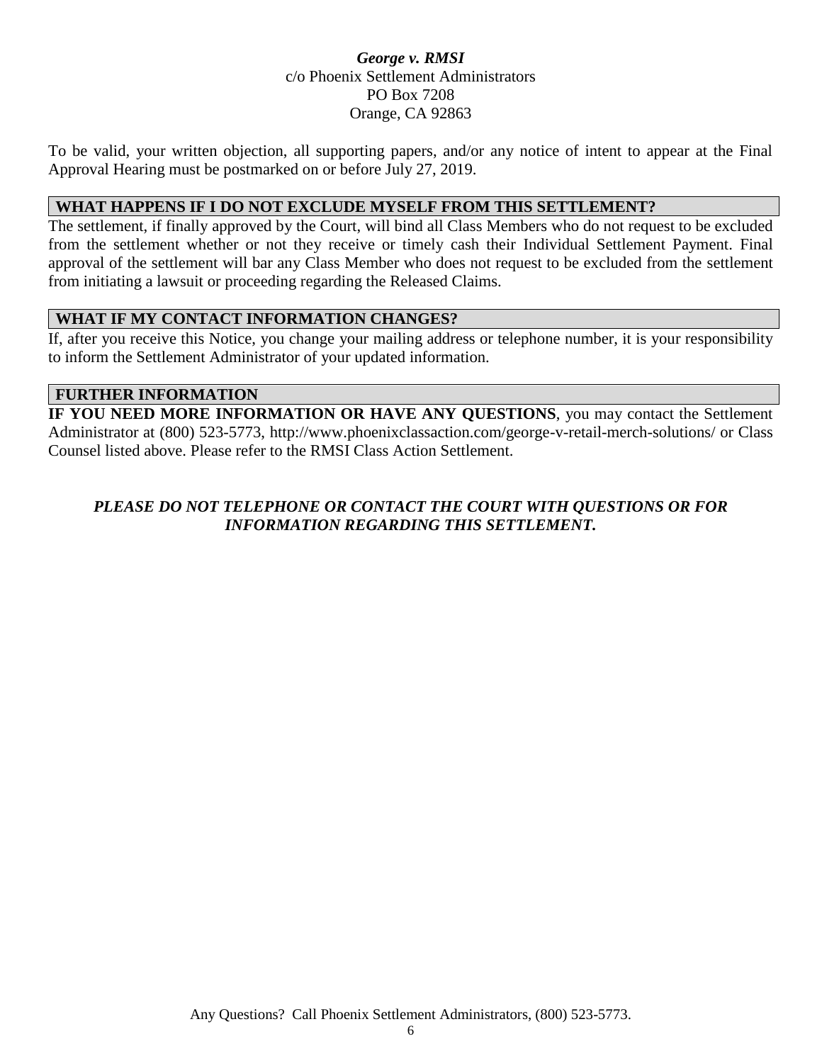***George v. RMSI***
c/o Phoenix Settlement Administrators
PO Box 7208
Orange, CA 92863

To be valid, your written objection, all supporting papers, and/or any notice of intent to appear at the Final Approval Hearing must be postmarked on or before July 27, 2019.

## WHAT HAPPENS IF I DO NOT EXCLUDE MYSELF FROM THIS SETTLEMENT?

The settlement, if finally approved by the Court, will bind all Class Members who do not request to be excluded from the settlement whether or not they receive or timely cash their Individual Settlement Payment. Final approval of the settlement will bar any Class Member who does not request to be excluded from the settlement from initiating a lawsuit or proceeding regarding the Released Claims.

## WHAT IF MY CONTACT INFORMATION CHANGES?

If, after you receive this Notice, you change your mailing address or telephone number, it is your responsibility to inform the Settlement Administrator of your updated information.

## FURTHER INFORMATION

**IF YOU NEED MORE INFORMATION OR HAVE ANY QUESTIONS**, you may contact the Settlement Administrator at (800) 523-5773, http://www.phoenixclassaction.com/george-v-retail-merch-solutions/ or Class Counsel listed above. Please refer to the RMSI Class Action Settlement.

***PLEASE DO NOT TELEPHONE OR CONTACT THE COURT WITH QUESTIONS OR FOR INFORMATION REGARDING THIS SETTLEMENT.***